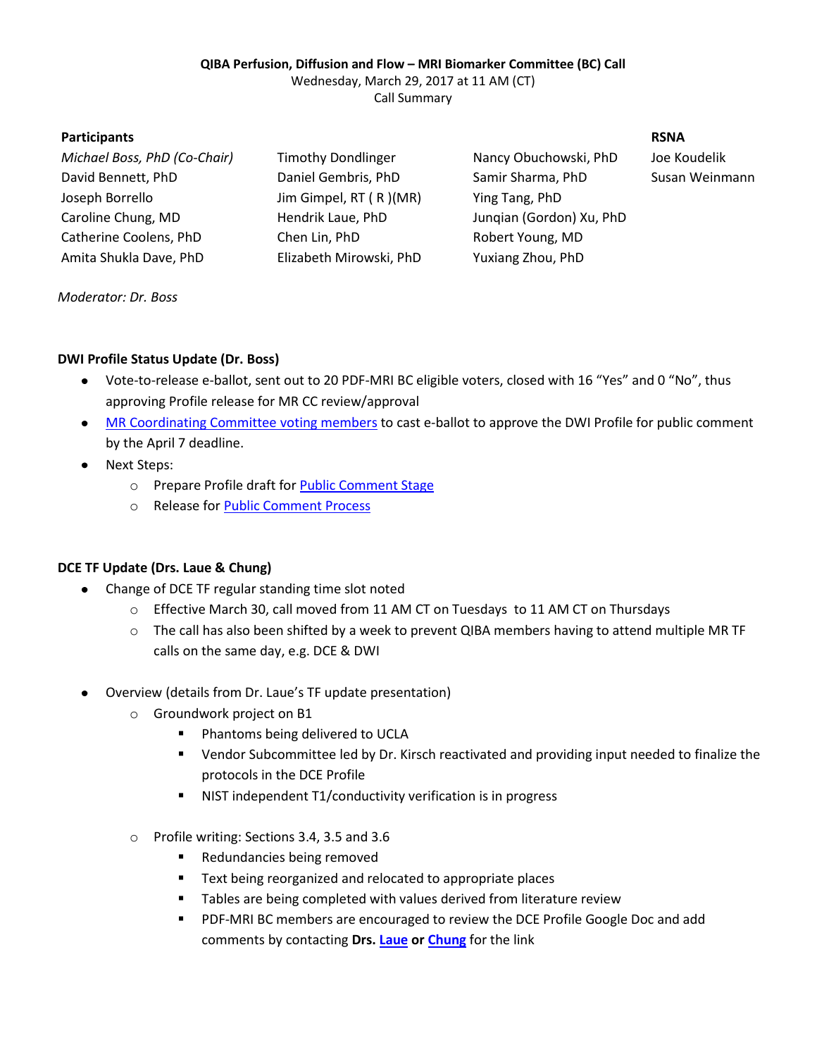**QIBA Perfusion, Diffusion and Flow – MRI Biomarker Committee (BC) Call**
Wednesday, March 29, 2017 at 11 AM (CT)
Call Summary

| Participants | | | RSNA |
| --- | --- | --- | --- |
| *Michael Boss, PhD (Co-Chair)* | Timothy Dondlinger | Nancy Obuchowski, PhD | Joe Koudelik |
| David Bennett, PhD | Daniel Gembris, PhD | Samir Sharma, PhD | Susan Weinmann |
| Joseph Borrello | Jim Gimpel, RT ( R )(MR) | Ying Tang, PhD | |
| Caroline Chung, MD | Hendrik Laue, PhD | Junqian (Gordon) Xu, PhD | |
| Catherine Coolens, PhD | Chen Lin, PhD | Robert Young, MD | |
| Amita Shukla Dave, PhD | Elizabeth Mirowski, PhD | Yuxiang Zhou, PhD | |

*Moderator: Dr. Boss*

**DWI Profile Status Update (Dr. Boss)**

- Vote-to-release e-ballot, sent out to 20 PDF-MRI BC eligible voters, closed with 16 "Yes" and 0 "No", thus approving Profile release for MR CC review/approval
- MR Coordinating Committee voting members to cast e-ballot to approve the DWI Profile for public comment by the April 7 deadline.
- Next Steps:
  - Prepare Profile draft for Public Comment Stage
  - Release for Public Comment Process

**DCE TF Update (Drs. Laue & Chung)**

- Change of DCE TF regular standing time slot noted
  - Effective March 30, call moved from 11 AM CT on Tuesdays to 11 AM CT on Thursdays
  - The call has also been shifted by a week to prevent QIBA members having to attend multiple MR TF calls on the same day, e.g. DCE & DWI
- Overview (details from Dr. Laue's TF update presentation)
  - Groundwork project on B1
    - Phantoms being delivered to UCLA
    - Vendor Subcommittee led by Dr. Kirsch reactivated and providing input needed to finalize the protocols in the DCE Profile
    - NIST independent T1/conductivity verification is in progress
  - Profile writing: Sections 3.4, 3.5 and 3.6
    - Redundancies being removed
    - Text being reorganized and relocated to appropriate places
    - Tables are being completed with values derived from literature review
    - PDF-MRI BC members are encouraged to review the DCE Profile Google Doc and add comments by contacting **Drs. Laue or Chung** for the link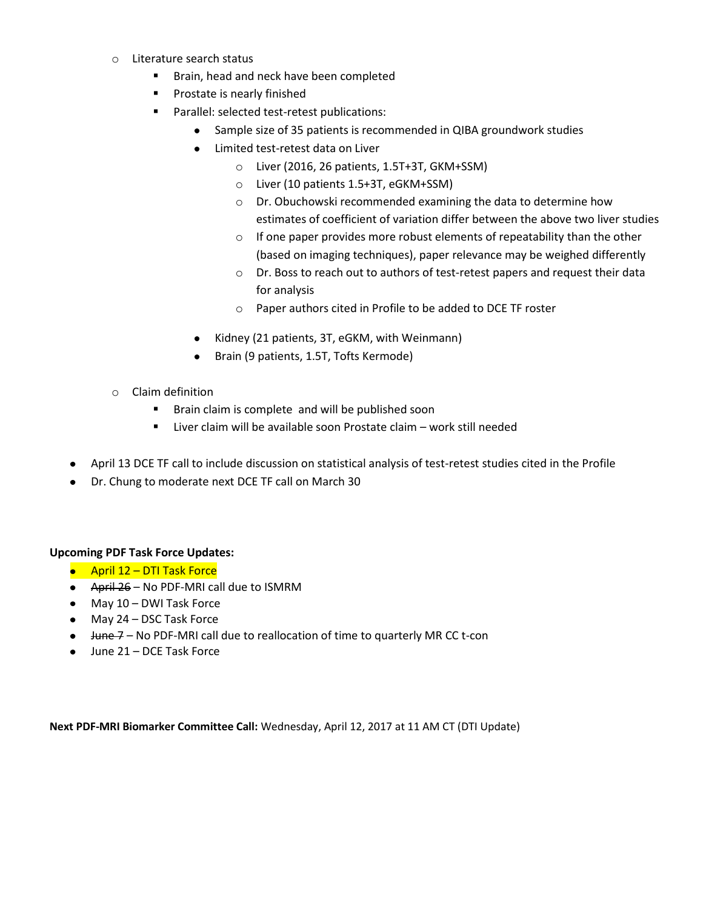- Literature search status
    - Brain, head and neck have been completed
    - Prostate is nearly finished
    - Parallel: selected test-retest publications:
        - Sample size of 35 patients is recommended in QIBA groundwork studies
        - Limited test-retest data on Liver
            - Liver (2016, 26 patients, 1.5T+3T, GKM+SSM)
            - Liver (10 patients 1.5+3T, eGKM+SSM)
            - Dr. Obuchowski recommended examining the data to determine how estimates of coefficient of variation differ between the above two liver studies
            - If one paper provides more robust elements of repeatability than the other (based on imaging techniques), paper relevance may be weighed differently
            - Dr. Boss to reach out to authors of test-retest papers and request their data for analysis
            - Paper authors cited in Profile to be added to DCE TF roster
        - Kidney (21 patients, 3T, eGKM, with Weinmann)
        - Brain (9 patients, 1.5T, Tofts Kermode)
- Claim definition
    - Brain claim is complete and will be published soon
    - Liver claim will be available soon Prostate claim – work still needed

- April 13 DCE TF call to include discussion on statistical analysis of test-retest studies cited in the Profile
- Dr. Chung to moderate next DCE TF call on March 30

**Upcoming PDF Task Force Updates:**

- April 12 – DTI Task Force
- ~~April 26~~ – No PDF-MRI call due to ISMRM
- May 10 – DWI Task Force
- May 24 – DSC Task Force
- ~~June 7~~ – No PDF-MRI call due to reallocation of time to quarterly MR CC t-con
- June 21 – DCE Task Force

**Next PDF-MRI Biomarker Committee Call:** Wednesday, April 12, 2017 at 11 AM CT (DTI Update)